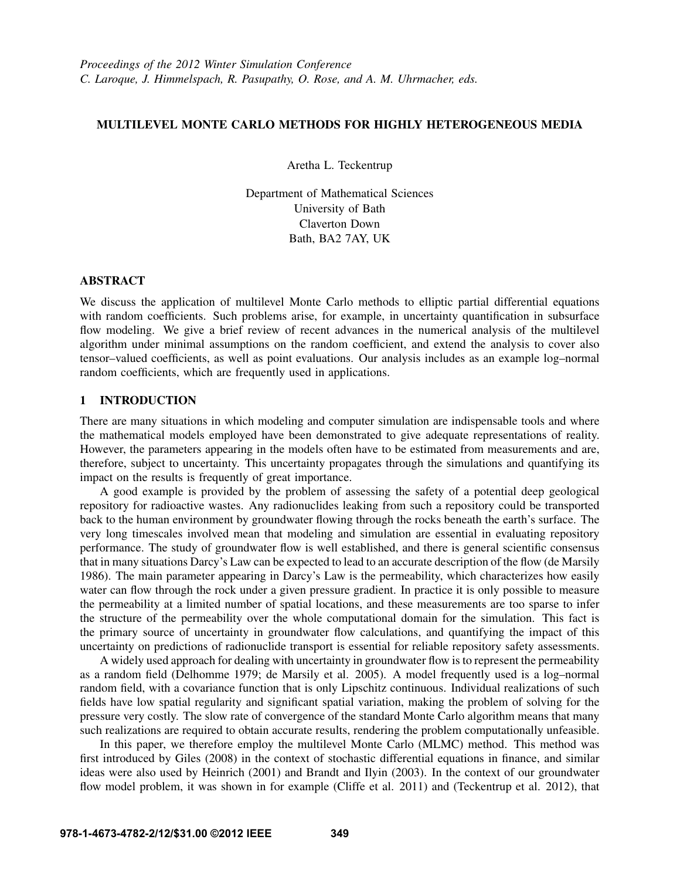*Proceedings of the 2012 Winter Simulation Conference*
*C. Laroque, J. Himmelspach, R. Pasupathy, O. Rose, and A. M. Uhrmacher, eds.*

# MULTILEVEL MONTE CARLO METHODS FOR HIGHLY HETEROGENEOUS MEDIA

Aretha L. Teckentrup

Department of Mathematical Sciences
University of Bath
Claverton Down
Bath, BA2 7AY, UK

## ABSTRACT

We discuss the application of multilevel Monte Carlo methods to elliptic partial differential equations with random coefficients. Such problems arise, for example, in uncertainty quantification in subsurface flow modeling. We give a brief review of recent advances in the numerical analysis of the multilevel algorithm under minimal assumptions on the random coefficient, and extend the analysis to cover also tensor–valued coefficients, as well as point evaluations. Our analysis includes as an example log–normal random coefficients, which are frequently used in applications.

## 1 INTRODUCTION

There are many situations in which modeling and computer simulation are indispensable tools and where the mathematical models employed have been demonstrated to give adequate representations of reality. However, the parameters appearing in the models often have to be estimated from measurements and are, therefore, subject to uncertainty. This uncertainty propagates through the simulations and quantifying its impact on the results is frequently of great importance.

A good example is provided by the problem of assessing the safety of a potential deep geological repository for radioactive wastes. Any radionuclides leaking from such a repository could be transported back to the human environment by groundwater flowing through the rocks beneath the earth's surface. The very long timescales involved mean that modeling and simulation are essential in evaluating repository performance. The study of groundwater flow is well established, and there is general scientific consensus that in many situations Darcy's Law can be expected to lead to an accurate description of the flow (de Marsily 1986). The main parameter appearing in Darcy's Law is the permeability, which characterizes how easily water can flow through the rock under a given pressure gradient. In practice it is only possible to measure the permeability at a limited number of spatial locations, and these measurements are too sparse to infer the structure of the permeability over the whole computational domain for the simulation. This fact is the primary source of uncertainty in groundwater flow calculations, and quantifying the impact of this uncertainty on predictions of radionuclide transport is essential for reliable repository safety assessments.

A widely used approach for dealing with uncertainty in groundwater flow is to represent the permeability as a random field (Delhomme 1979; de Marsily et al. 2005). A model frequently used is a log–normal random field, with a covariance function that is only Lipschitz continuous. Individual realizations of such fields have low spatial regularity and significant spatial variation, making the problem of solving for the pressure very costly. The slow rate of convergence of the standard Monte Carlo algorithm means that many such realizations are required to obtain accurate results, rendering the problem computationally unfeasible.

In this paper, we therefore employ the multilevel Monte Carlo (MLMC) method. This method was first introduced by Giles (2008) in the context of stochastic differential equations in finance, and similar ideas were also used by Heinrich (2001) and Brandt and Ilyin (2003). In the context of our groundwater flow model problem, it was shown in for example (Cliffe et al. 2011) and (Teckentrup et al. 2012), that

**978-1-4673-4782-2/12/$31.00 ©2012 IEEE**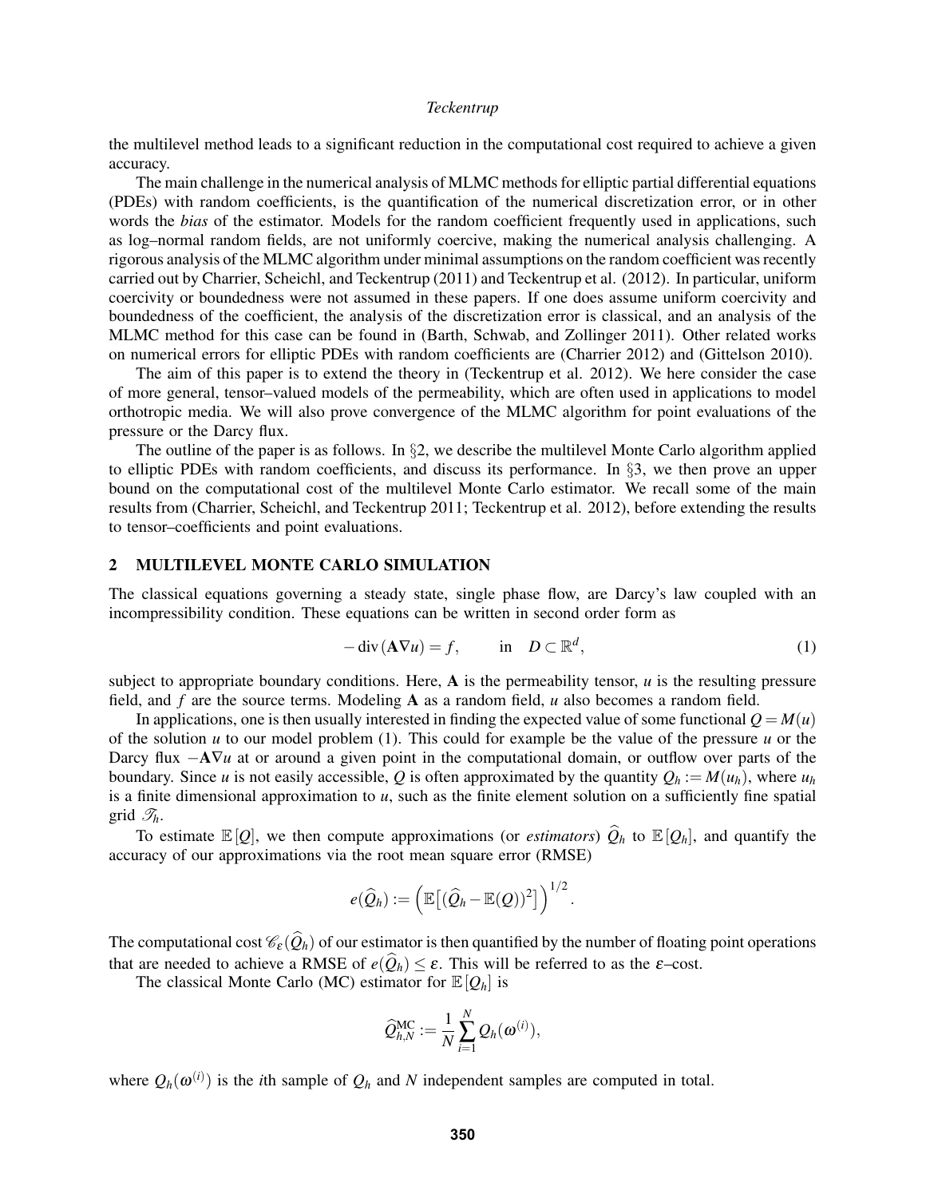the multilevel method leads to a significant reduction in the computational cost required to achieve a given accuracy.

The main challenge in the numerical analysis of MLMC methods for elliptic partial differential equations (PDEs) with random coefficients, is the quantification of the numerical discretization error, or in other words the *bias* of the estimator. Models for the random coefficient frequently used in applications, such as log–normal random fields, are not uniformly coercive, making the numerical analysis challenging. A rigorous analysis of the MLMC algorithm under minimal assumptions on the random coefficient was recently carried out by Charrier, Scheichl, and Teckentrup (2011) and Teckentrup et al. (2012). In particular, uniform coercivity or boundedness were not assumed in these papers. If one does assume uniform coercivity and boundedness of the coefficient, the analysis of the discretization error is classical, and an analysis of the MLMC method for this case can be found in (Barth, Schwab, and Zollinger 2011). Other related works on numerical errors for elliptic PDEs with random coefficients are (Charrier 2012) and (Gittelson 2010).

The aim of this paper is to extend the theory in (Teckentrup et al. 2012). We here consider the case of more general, tensor–valued models of the permeability, which are often used in applications to model orthotropic media. We will also prove convergence of the MLMC algorithm for point evaluations of the pressure or the Darcy flux.

The outline of the paper is as follows. In §2, we describe the multilevel Monte Carlo algorithm applied to elliptic PDEs with random coefficients, and discuss its performance. In §3, we then prove an upper bound on the computational cost of the multilevel Monte Carlo estimator. We recall some of the main results from (Charrier, Scheichl, and Teckentrup 2011; Teckentrup et al. 2012), before extending the results to tensor–coefficients and point evaluations.

## 2 MULTILEVEL MONTE CARLO SIMULATION

The classical equations governing a steady state, single phase flow, are Darcy's law coupled with an incompressibility condition. These equations can be written in second order form as

$$-\operatorname{div}(\mathbf{A}\nabla u) = f, \qquad \text{in} \quad D \subset \mathbb{R}^d, \tag{1}$$

subject to appropriate boundary conditions. Here, $\mathbf{A}$ is the permeability tensor, $u$ is the resulting pressure field, and $f$ are the source terms. Modeling $\mathbf{A}$ as a random field, $u$ also becomes a random field.

In applications, one is then usually interested in finding the expected value of some functional $Q = M(u)$ of the solution $u$ to our model problem (1). This could for example be the value of the pressure $u$ or the Darcy flux $-\mathbf{A}\nabla u$ at or around a given point in the computational domain, or outflow over parts of the boundary. Since $u$ is not easily accessible, $Q$ is often approximated by the quantity $Q_h := M(u_h)$, where $u_h$ is a finite dimensional approximation to $u$, such as the finite element solution on a sufficiently fine spatial grid $\mathscr{T}_h$.

To estimate $\mathbb{E}[Q]$, we then compute approximations (or *estimators*) $\widehat{Q}_h$ to $\mathbb{E}[Q_h]$, and quantify the accuracy of our approximations via the root mean square error (RMSE)

$$e(\widehat{Q}_h) := \left(\mathbb{E}\big[(\widehat{Q}_h - \mathbb{E}(Q))^2\big]\right)^{1/2}.$$

The computational cost $\mathscr{C}_\varepsilon(\widehat{Q}_h)$ of our estimator is then quantified by the number of floating point operations that are needed to achieve a RMSE of $e(\widehat{Q}_h) \leq \varepsilon$. This will be referred to as the $\varepsilon$–cost.

The classical Monte Carlo (MC) estimator for $\mathbb{E}[Q_h]$ is

$$\widehat{Q}^{\text{MC}}_{h,N} := \frac{1}{N}\sum_{i=1}^{N} Q_h(\omega^{(i)}),$$

where $Q_h(\omega^{(i)})$ is the $i$th sample of $Q_h$ and $N$ independent samples are computed in total.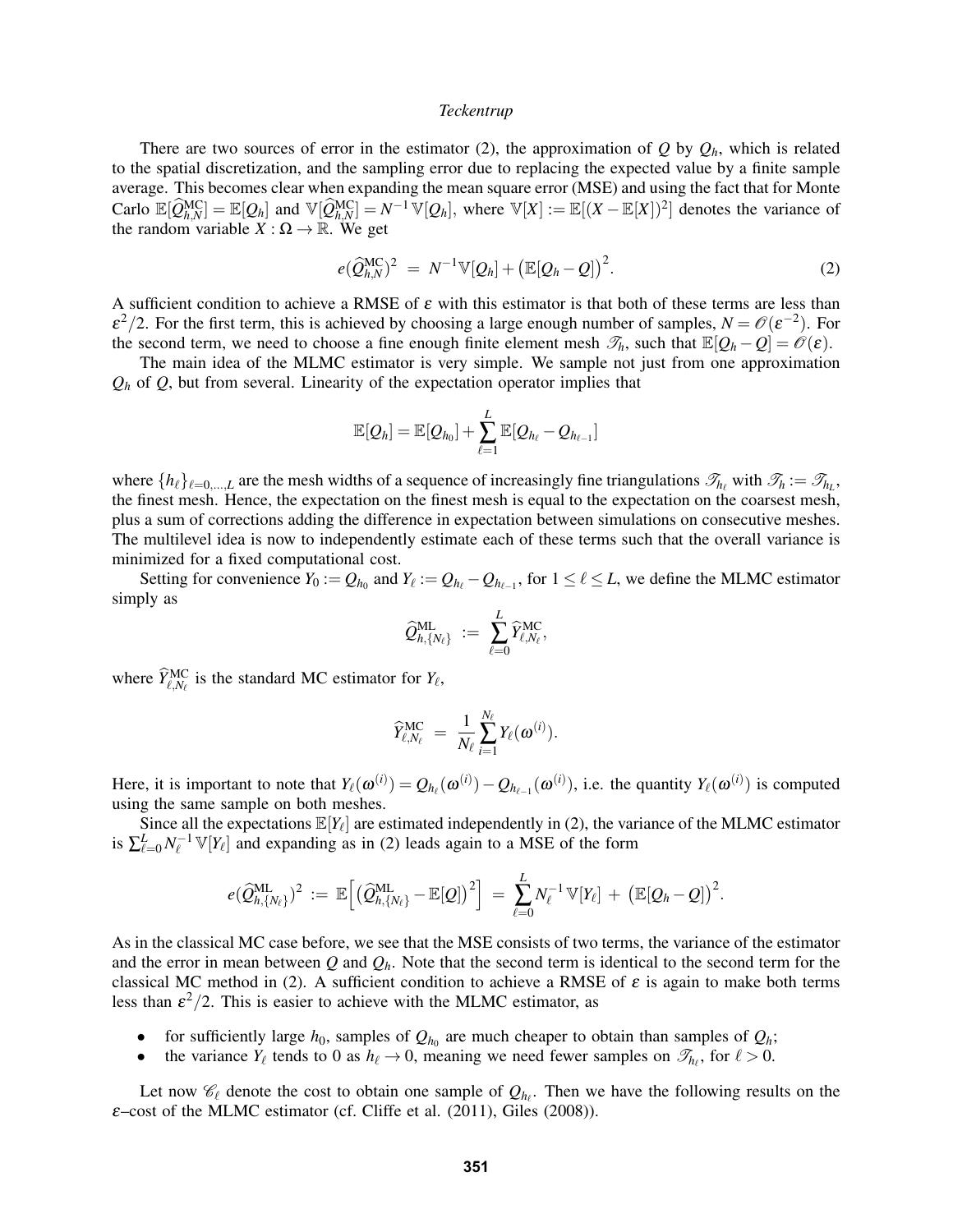There are two sources of error in the estimator (2), the approximation of $Q$ by $Q_h$, which is related to the spatial discretization, and the sampling error due to replacing the expected value by a finite sample average. This becomes clear when expanding the mean square error (MSE) and using the fact that for Monte Carlo $\mathbb{E}[\widehat{Q}^{\text{MC}}_{h,N}] = \mathbb{E}[Q_h]$ and $\mathbb{V}[\widehat{Q}^{\text{MC}}_{h,N}] = N^{-1}\,\mathbb{V}[Q_h]$, where $\mathbb{V}[X] := \mathbb{E}[(X - \mathbb{E}[X])^2]$ denotes the variance of the random variable $X : \Omega \to \mathbb{R}$. We get

$$e(\widehat{Q}^{\text{MC}}_{h,N})^2 \;=\; N^{-1}\mathbb{V}[Q_h] + \big(\mathbb{E}[Q_h - Q]\big)^2. \tag{2}$$

A sufficient condition to achieve a RMSE of $\varepsilon$ with this estimator is that both of these terms are less than $\varepsilon^2/2$. For the first term, this is achieved by choosing a large enough number of samples, $N = \mathcal{O}(\varepsilon^{-2})$. For the second term, we need to choose a fine enough finite element mesh $\mathcal{T}_h$, such that $\mathbb{E}[Q_h - Q] = \mathcal{O}(\varepsilon)$.

The main idea of the MLMC estimator is very simple. We sample not just from one approximation $Q_h$ of $Q$, but from several. Linearity of the expectation operator implies that

$$\mathbb{E}[Q_h] = \mathbb{E}[Q_{h_0}] + \sum_{\ell=1}^{L} \mathbb{E}[Q_{h_\ell} - Q_{h_{\ell-1}}]$$

where $\{h_\ell\}_{\ell=0,\dots,L}$ are the mesh widths of a sequence of increasingly fine triangulations $\mathcal{T}_{h_\ell}$ with $\mathcal{T}_h := \mathcal{T}_{h_L}$, the finest mesh. Hence, the expectation on the finest mesh is equal to the expectation on the coarsest mesh, plus a sum of corrections adding the difference in expectation between simulations on consecutive meshes. The multilevel idea is now to independently estimate each of these terms such that the overall variance is minimized for a fixed computational cost.

Setting for convenience $Y_0 := Q_{h_0}$ and $Y_\ell := Q_{h_\ell} - Q_{h_{\ell-1}}$, for $1 \le \ell \le L$, we define the MLMC estimator simply as

$$\widehat{Q}^{\text{ML}}_{h,\{N_\ell\}} \;:=\; \sum_{\ell=0}^{L} \widehat{Y}^{\text{MC}}_{\ell,N_\ell},$$

where $\widehat{Y}^{\text{MC}}_{\ell,N_\ell}$ is the standard MC estimator for $Y_\ell$,

$$\widehat{Y}^{\text{MC}}_{\ell,N_\ell} \;=\; \frac{1}{N_\ell}\sum_{i=1}^{N_\ell} Y_\ell(\omega^{(i)}).$$

Here, it is important to note that $Y_\ell(\omega^{(i)}) = Q_{h_\ell}(\omega^{(i)}) - Q_{h_{\ell-1}}(\omega^{(i)})$, i.e. the quantity $Y_\ell(\omega^{(i)})$ is computed using the same sample on both meshes.

Since all the expectations $\mathbb{E}[Y_\ell]$ are estimated independently in (2), the variance of the MLMC estimator is $\sum_{\ell=0}^{L} N_\ell^{-1}\,\mathbb{V}[Y_\ell]$ and expanding as in (2) leads again to a MSE of the form

$$e(\widehat{Q}^{\text{ML}}_{h,\{N_\ell\}})^2 \;:=\; \mathbb{E}\Big[\big(\widehat{Q}^{\text{ML}}_{h,\{N_\ell\}} - \mathbb{E}[Q]\big)^2\Big] \;=\; \sum_{\ell=0}^{L} N_\ell^{-1}\,\mathbb{V}[Y_\ell] \;+\; \big(\mathbb{E}[Q_h - Q]\big)^2.$$

As in the classical MC case before, we see that the MSE consists of two terms, the variance of the estimator and the error in mean between $Q$ and $Q_h$. Note that the second term is identical to the second term for the classical MC method in (2). A sufficient condition to achieve a RMSE of $\varepsilon$ is again to make both terms less than $\varepsilon^2/2$. This is easier to achieve with the MLMC estimator, as

- for sufficiently large $h_0$, samples of $Q_{h_0}$ are much cheaper to obtain than samples of $Q_h$;
- the variance $Y_\ell$ tends to 0 as $h_\ell \to 0$, meaning we need fewer samples on $\mathcal{T}_{h_\ell}$, for $\ell > 0$.

Let now $\mathcal{C}_\ell$ denote the cost to obtain one sample of $Q_{h_\ell}$. Then we have the following results on the $\varepsilon$–cost of the MLMC estimator (cf. Cliffe et al. (2011), Giles (2008)).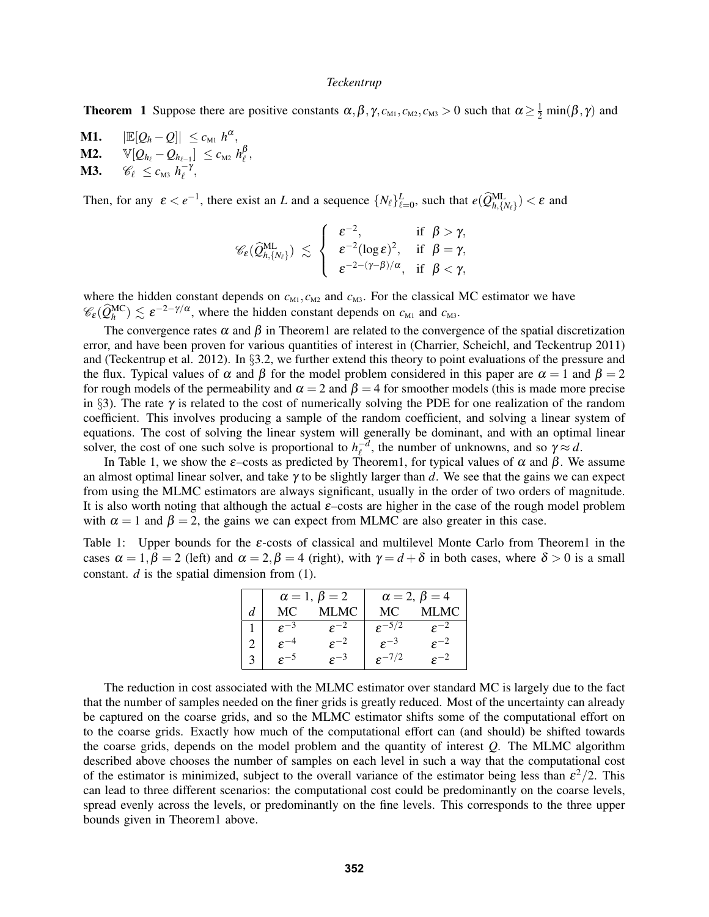**Theorem 1** Suppose there are positive constants $\alpha, \beta, \gamma, c_{M1}, c_{M2}, c_{M3} > 0$ such that $\alpha \geq \frac{1}{2}\min(\beta, \gamma)$ and

**M1.** $|\mathbb{E}[Q_h - Q]| \leq c_{M1}\, h^{\alpha}$,

**M2.** $\mathbb{V}[Q_{h_\ell} - Q_{h_{\ell-1}}] \leq c_{M2}\, h_\ell^{\beta}$,

**M3.** $\mathscr{C}_\ell \leq c_{M3}\, h_\ell^{-\gamma}$,

Then, for any $\varepsilon < e^{-1}$, there exist an $L$ and a sequence $\{N_\ell\}_{\ell=0}^{L}$, such that $e(\widehat{Q}^{\mathrm{ML}}_{h,\{N_\ell\}}) < \varepsilon$ and

$$\mathscr{C}_\varepsilon(\widehat{Q}^{\mathrm{ML}}_{h,\{N_\ell\}}) \lesssim \begin{cases} \varepsilon^{-2}, & \text{if } \beta > \gamma, \\ \varepsilon^{-2}(\log \varepsilon)^2, & \text{if } \beta = \gamma, \\ \varepsilon^{-2-(\gamma-\beta)/\alpha}, & \text{if } \beta < \gamma, \end{cases}$$

where the hidden constant depends on $c_{M1}, c_{M2}$ and $c_{M3}$. For the classical MC estimator we have $\mathscr{C}_\varepsilon(\widehat{Q}^{\mathrm{MC}}_h) \lesssim \varepsilon^{-2-\gamma/\alpha}$, where the hidden constant depends on $c_{M1}$ and $c_{M3}$.

The convergence rates $\alpha$ and $\beta$ in Theorem1 are related to the convergence of the spatial discretization error, and have been proven for various quantities of interest in (Charrier, Scheichl, and Teckentrup 2011) and (Teckentrup et al. 2012). In §3.2, we further extend this theory to point evaluations of the pressure and the flux. Typical values of $\alpha$ and $\beta$ for the model problem considered in this paper are $\alpha = 1$ and $\beta = 2$ for rough models of the permeability and $\alpha = 2$ and $\beta = 4$ for smoother models (this is made more precise in §3). The rate $\gamma$ is related to the cost of numerically solving the PDE for one realization of the random coefficient. This involves producing a sample of the random coefficient, and solving a linear system of equations. The cost of solving the linear system will generally be dominant, and with an optimal linear solver, the cost of one such solve is proportional to $h_\ell^{-d}$, the number of unknowns, and so $\gamma \approx d$.

In Table 1, we show the $\varepsilon$–costs as predicted by Theorem1, for typical values of $\alpha$ and $\beta$. We assume an almost optimal linear solver, and take $\gamma$ to be slightly larger than $d$. We see that the gains we can expect from using the MLMC estimators are always significant, usually in the order of two orders of magnitude. It is also worth noting that although the actual $\varepsilon$–costs are higher in the case of the rough model problem with $\alpha = 1$ and $\beta = 2$, the gains we can expect from MLMC are also greater in this case.

Table 1: Upper bounds for the $\varepsilon$-costs of classical and multilevel Monte Carlo from Theorem1 in the cases $\alpha = 1, \beta = 2$ (left) and $\alpha = 2, \beta = 4$ (right), with $\gamma = d + \delta$ in both cases, where $\delta > 0$ is a small constant. $d$ is the spatial dimension from (1).

| | $\alpha = 1,\ \beta = 2$ | | $\alpha = 2,\ \beta = 4$ | |
|---|---|---|---|---|
| $d$ | MC | MLMC | MC | MLMC |
| 1 | $\varepsilon^{-3}$ | $\varepsilon^{-2}$ | $\varepsilon^{-5/2}$ | $\varepsilon^{-2}$ |
| 2 | $\varepsilon^{-4}$ | $\varepsilon^{-2}$ | $\varepsilon^{-3}$ | $\varepsilon^{-2}$ |
| 3 | $\varepsilon^{-5}$ | $\varepsilon^{-3}$ | $\varepsilon^{-7/2}$ | $\varepsilon^{-2}$ |

The reduction in cost associated with the MLMC estimator over standard MC is largely due to the fact that the number of samples needed on the finer grids is greatly reduced. Most of the uncertainty can already be captured on the coarse grids, and so the MLMC estimator shifts some of the computational effort on to the coarse grids. Exactly how much of the computational effort can (and should) be shifted towards the coarse grids, depends on the model problem and the quantity of interest $Q$. The MLMC algorithm described above chooses the number of samples on each level in such a way that the computational cost of the estimator is minimized, subject to the overall variance of the estimator being less than $\varepsilon^2/2$. This can lead to three different scenarios: the computational cost could be predominantly on the coarse levels, spread evenly across the levels, or predominantly on the fine levels. This corresponds to the three upper bounds given in Theorem1 above.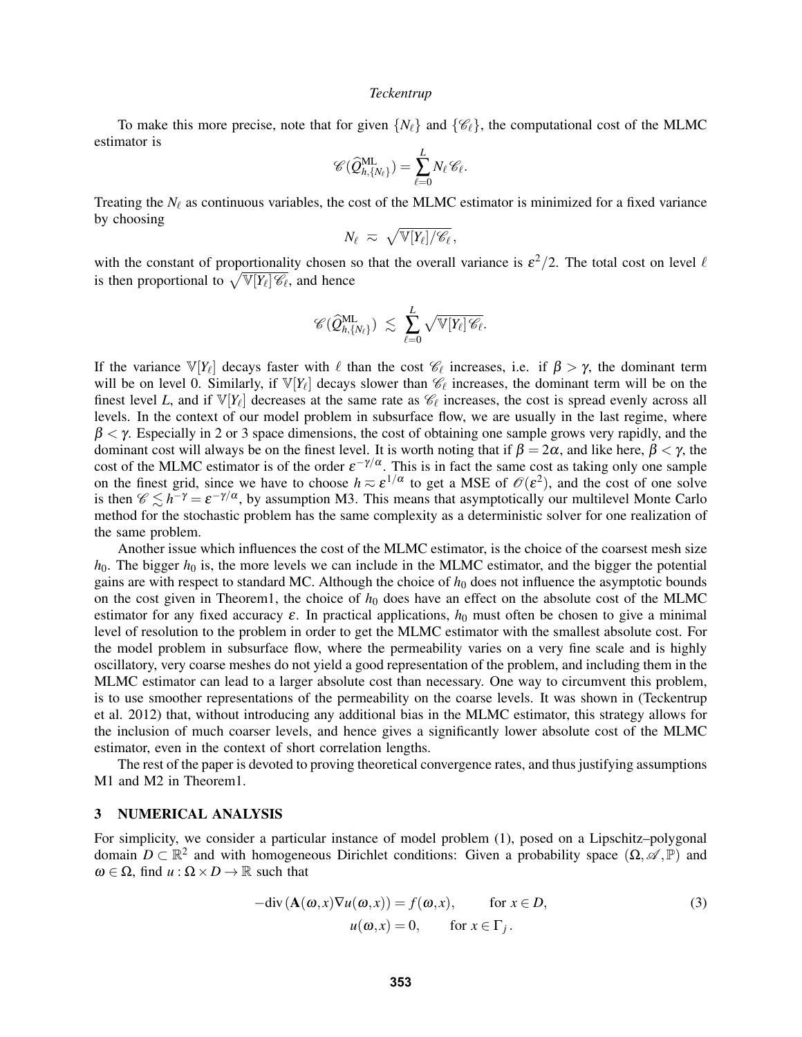To make this more precise, note that for given $\{N_\ell\}$ and $\{\mathscr{C}_\ell\}$, the computational cost of the MLMC estimator is

$$\mathscr{C}(\widehat{Q}^{\mathrm{ML}}_{h,\{N_\ell\}}) = \sum_{\ell=0}^{L} N_\ell \mathscr{C}_\ell.$$

Treating the $N_\ell$ as continuous variables, the cost of the MLMC estimator is minimized for a fixed variance by choosing

$$N_\ell \;\eqsim\; \sqrt{\mathbb{V}[Y_\ell]/\mathscr{C}_\ell},$$

with the constant of proportionality chosen so that the overall variance is $\varepsilon^2/2$. The total cost on level $\ell$ is then proportional to $\sqrt{\mathbb{V}[Y_\ell]\mathscr{C}_\ell}$, and hence

$$\mathscr{C}(\widehat{Q}^{\mathrm{ML}}_{h,\{N_\ell\}}) \;\lesssim\; \sum_{\ell=0}^{L} \sqrt{\mathbb{V}[Y_\ell]\mathscr{C}_\ell}.$$

If the variance $\mathbb{V}[Y_\ell]$ decays faster with $\ell$ than the cost $\mathscr{C}_\ell$ increases, i.e. if $\beta > \gamma$, the dominant term will be on level 0. Similarly, if $\mathbb{V}[Y_\ell]$ decays slower than $\mathscr{C}_\ell$ increases, the dominant term will be on the finest level $L$, and if $\mathbb{V}[Y_\ell]$ decreases at the same rate as $\mathscr{C}_\ell$ increases, the cost is spread evenly across all levels. In the context of our model problem in subsurface flow, we are usually in the last regime, where $\beta < \gamma$. Especially in 2 or 3 space dimensions, the cost of obtaining one sample grows very rapidly, and the dominant cost will always be on the finest level. It is worth noting that if $\beta = 2\alpha$, and like here, $\beta < \gamma$, the cost of the MLMC estimator is of the order $\varepsilon^{-\gamma/\alpha}$. This is in fact the same cost as taking only one sample on the finest grid, since we have to choose $h \eqsim \varepsilon^{1/\alpha}$ to get a MSE of $\mathscr{O}(\varepsilon^2)$, and the cost of one solve is then $\mathscr{C} \lesssim h^{-\gamma} = \varepsilon^{-\gamma/\alpha}$, by assumption M3. This means that asymptotically our multilevel Monte Carlo method for the stochastic problem has the same complexity as a deterministic solver for one realization of the same problem.

Another issue which influences the cost of the MLMC estimator, is the choice of the coarsest mesh size $h_0$. The bigger $h_0$ is, the more levels we can include in the MLMC estimator, and the bigger the potential gains are with respect to standard MC. Although the choice of $h_0$ does not influence the asymptotic bounds on the cost given in Theorem1, the choice of $h_0$ does have an effect on the absolute cost of the MLMC estimator for any fixed accuracy $\varepsilon$. In practical applications, $h_0$ must often be chosen to give a minimal level of resolution to the problem in order to get the MLMC estimator with the smallest absolute cost. For the model problem in subsurface flow, where the permeability varies on a very fine scale and is highly oscillatory, very coarse meshes do not yield a good representation of the problem, and including them in the MLMC estimator can lead to a larger absolute cost than necessary. One way to circumvent this problem, is to use smoother representations of the permeability on the coarse levels. It was shown in (Teckentrup et al. 2012) that, without introducing any additional bias in the MLMC estimator, this strategy allows for the inclusion of much coarser levels, and hence gives a significantly lower absolute cost of the MLMC estimator, even in the context of short correlation lengths.

The rest of the paper is devoted to proving theoretical convergence rates, and thus justifying assumptions M1 and M2 in Theorem1.

## 3 NUMERICAL ANALYSIS

For simplicity, we consider a particular instance of model problem (1), posed on a Lipschitz–polygonal domain $D \subset \mathbb{R}^2$ and with homogeneous Dirichlet conditions: Given a probability space $(\Omega, \mathscr{A}, \mathbb{P})$ and $\omega \in \Omega$, find $u : \Omega \times D \to \mathbb{R}$ such that

$$\begin{aligned} -\mathrm{div}\,(\mathbf{A}(\omega,x)\nabla u(\omega,x)) &= f(\omega,x), \qquad \text{for } x \in D, \\ u(\omega,x) &= 0, \qquad \text{for } x \in \Gamma_j\,. \end{aligned} \tag{3}$$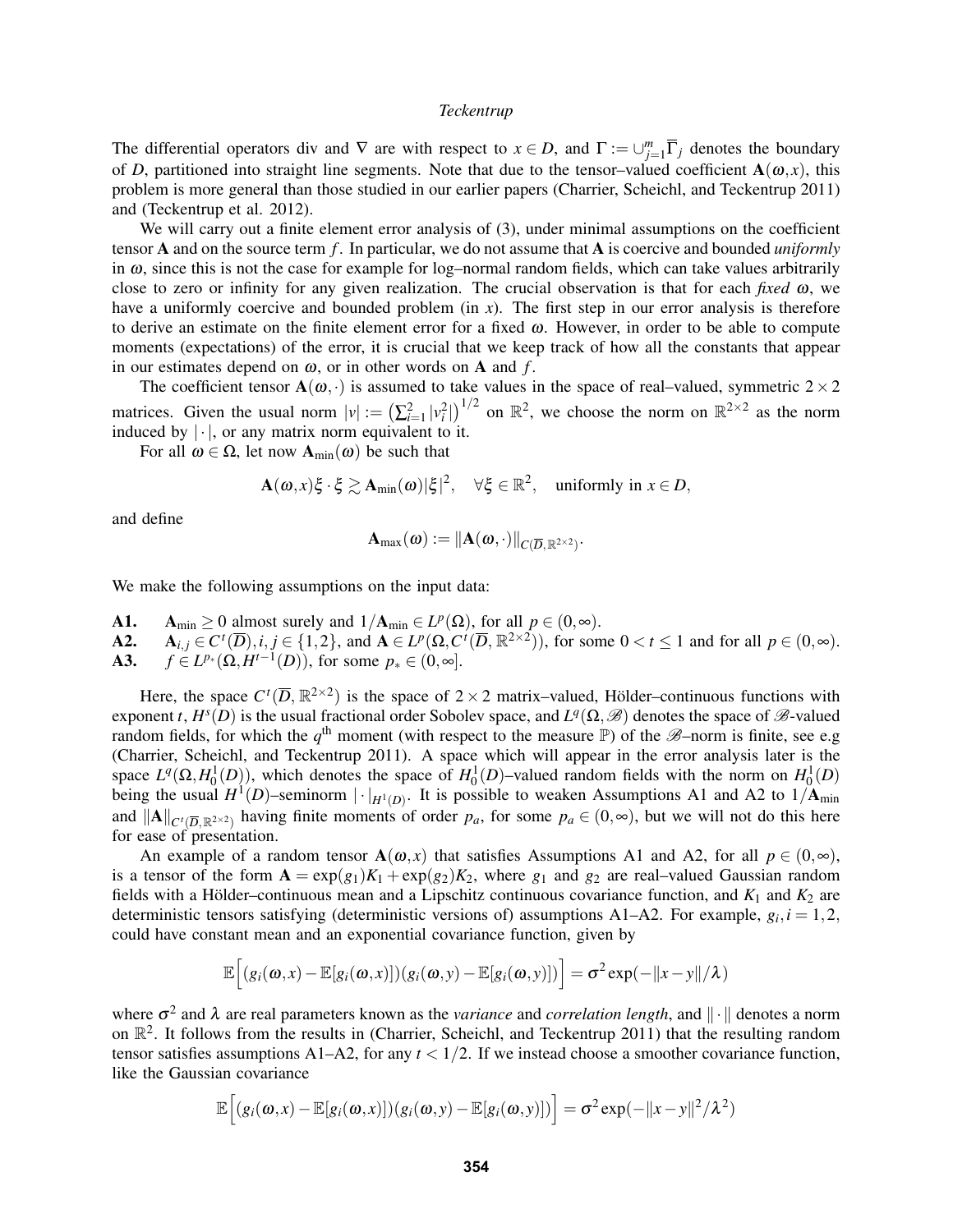The differential operators div and $\nabla$ are with respect to $x \in D$, and $\Gamma := \cup_{j=1}^{m} \overline{\Gamma}_j$ denotes the boundary of $D$, partitioned into straight line segments. Note that due to the tensor–valued coefficient $\mathbf{A}(\omega, x)$, this problem is more general than those studied in our earlier papers (Charrier, Scheichl, and Teckentrup 2011) and (Teckentrup et al. 2012).

We will carry out a finite element error analysis of (3), under minimal assumptions on the coefficient tensor $\mathbf{A}$ and on the source term $f$. In particular, we do not assume that $\mathbf{A}$ is coercive and bounded *uniformly* in $\omega$, since this is not the case for example for log–normal random fields, which can take values arbitrarily close to zero or infinity for any given realization. The crucial observation is that for each *fixed* $\omega$, we have a uniformly coercive and bounded problem (in $x$). The first step in our error analysis is therefore to derive an estimate on the finite element error for a fixed $\omega$. However, in order to be able to compute moments (expectations) of the error, it is crucial that we keep track of how all the constants that appear in our estimates depend on $\omega$, or in other words on $\mathbf{A}$ and $f$.

The coefficient tensor $\mathbf{A}(\omega, \cdot)$ is assumed to take values in the space of real–valued, symmetric $2 \times 2$ matrices. Given the usual norm $|v| := \left(\sum_{i=1}^{2} |v_i^2|\right)^{1/2}$ on $\mathbb{R}^2$, we choose the norm on $\mathbb{R}^{2\times 2}$ as the norm induced by $|\cdot|$, or any matrix norm equivalent to it.

For all $\omega \in \Omega$, let now $\mathbf{A}_{\min}(\omega)$ be such that

$$\mathbf{A}(\omega, x)\xi \cdot \xi \gtrsim \mathbf{A}_{\min}(\omega)|\xi|^2, \quad \forall \xi \in \mathbb{R}^2, \quad \text{uniformly in } x \in D,$$

and define

$$\mathbf{A}_{\max}(\omega) := \|\mathbf{A}(\omega, \cdot)\|_{C(\overline{D}, \mathbb{R}^{2\times 2})}.$$

We make the following assumptions on the input data:

**A1.** $\mathbf{A}_{\min} \geq 0$ almost surely and $1/\mathbf{A}_{\min} \in L^p(\Omega)$, for all $p \in (0, \infty)$.

**A2.** $\mathbf{A}_{i,j} \in C^t(\overline{D}), i, j \in \{1, 2\}$, and $\mathbf{A} \in L^p(\Omega, C^t(\overline{D}, \mathbb{R}^{2\times 2}))$, for some $0 < t \leq 1$ and for all $p \in (0, \infty)$.

**A3.** $f \in L^{p_*}(\Omega, H^{t-1}(D))$, for some $p_* \in (0, \infty]$.

Here, the space $C^t(\overline{D}, \mathbb{R}^{2\times 2})$ is the space of $2 \times 2$ matrix–valued, Hölder–continuous functions with exponent $t$, $H^s(D)$ is the usual fractional order Sobolev space, and $L^q(\Omega, \mathscr{B})$ denotes the space of $\mathscr{B}$-valued random fields, for which the $q^{\text{th}}$ moment (with respect to the measure $\mathbb{P}$) of the $\mathscr{B}$–norm is finite, see e.g (Charrier, Scheichl, and Teckentrup 2011). A space which will appear in the error analysis later is the space $L^q(\Omega, H_0^1(D))$, which denotes the space of $H_0^1(D)$–valued random fields with the norm on $H_0^1(D)$ being the usual $H^1(D)$–seminorm $|\cdot|_{H^1(D)}$. It is possible to weaken Assumptions A1 and A2 to $1/\mathbf{A}_{\min}$ and $\|\mathbf{A}\|_{C^t(\overline{D}, \mathbb{R}^{2\times 2})}$ having finite moments of order $p_a$, for some $p_a \in (0, \infty)$, but we will not do this here for ease of presentation.

An example of a random tensor $\mathbf{A}(\omega, x)$ that satisfies Assumptions A1 and A2, for all $p \in (0, \infty)$, is a tensor of the form $\mathbf{A} = \exp(g_1)K_1 + \exp(g_2)K_2$, where $g_1$ and $g_2$ are real–valued Gaussian random fields with a Hölder–continuous mean and a Lipschitz continuous covariance function, and $K_1$ and $K_2$ are deterministic tensors satisfying (deterministic versions of) assumptions A1–A2. For example, $g_i, i = 1, 2$, could have constant mean and an exponential covariance function, given by

$$\mathbb{E}\Big[(g_i(\omega, x) - \mathbb{E}[g_i(\omega, x)])(g_i(\omega, y) - \mathbb{E}[g_i(\omega, y)])\Big] = \sigma^2 \exp(-\|x - y\|/\lambda)$$

where $\sigma^2$ and $\lambda$ are real parameters known as the *variance* and *correlation length*, and $\|\cdot\|$ denotes a norm on $\mathbb{R}^2$. It follows from the results in (Charrier, Scheichl, and Teckentrup 2011) that the resulting random tensor satisfies assumptions A1–A2, for any $t < 1/2$. If we instead choose a smoother covariance function, like the Gaussian covariance

$$\mathbb{E}\Big[(g_i(\omega, x) - \mathbb{E}[g_i(\omega, x)])(g_i(\omega, y) - \mathbb{E}[g_i(\omega, y)])\Big] = \sigma^2 \exp(-\|x - y\|^2/\lambda^2)$$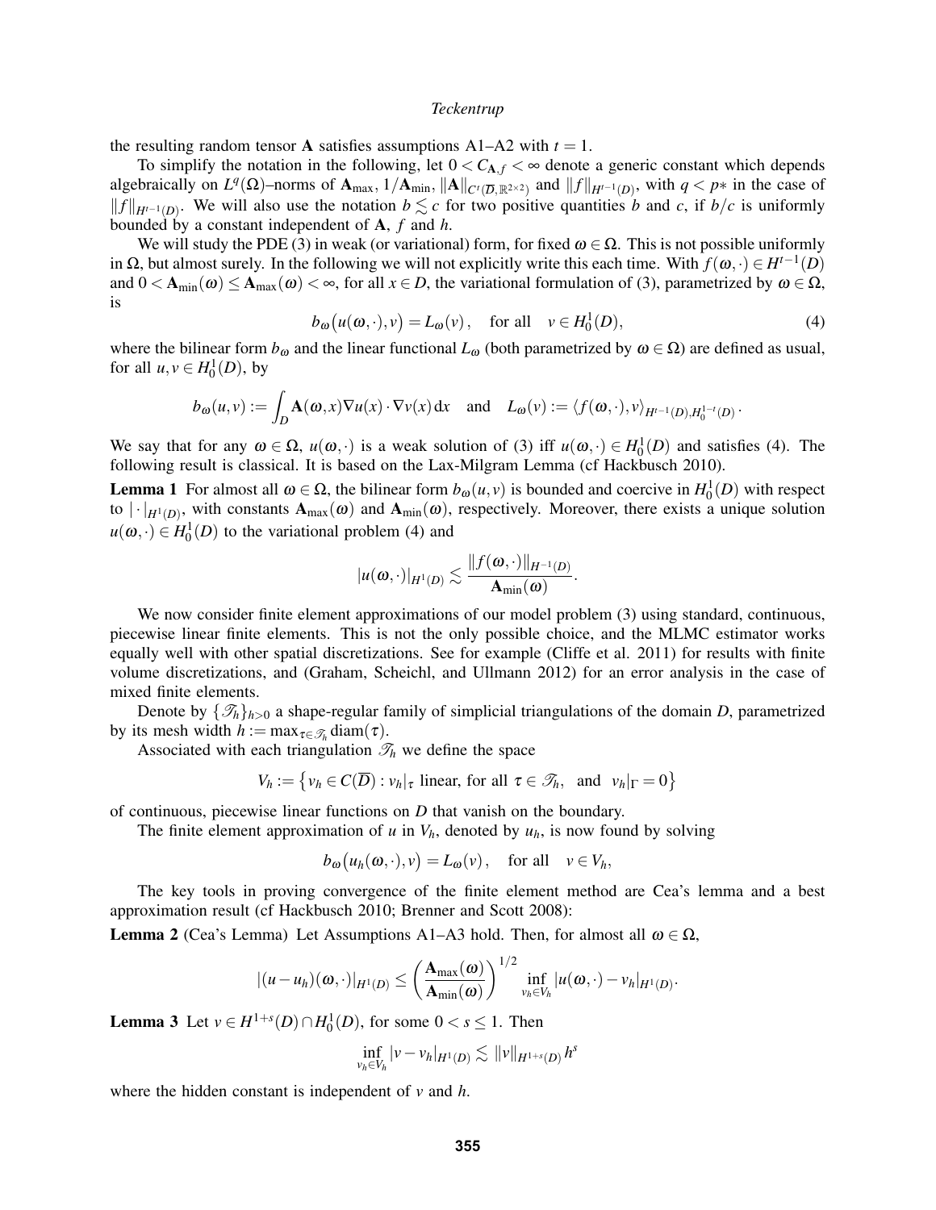the resulting random tensor $\mathbf{A}$ satisfies assumptions A1–A2 with $t = 1$.

To simplify the notation in the following, let $0 < C_{\mathbf{A},f} < \infty$ denote a generic constant which depends algebraically on $L^q(\Omega)$–norms of $\mathbf{A}_{\max}$, $1/\mathbf{A}_{\min}$, $\|\mathbf{A}\|_{C^t(\overline{D},\mathbb{R}^{2\times 2})}$ and $\|f\|_{H^{t-1}(D)}$, with $q < p*$ in the case of $\|f\|_{H^{t-1}(D)}$. We will also use the notation $b \lesssim c$ for two positive quantities $b$ and $c$, if $b/c$ is uniformly bounded by a constant independent of $\mathbf{A}$, $f$ and $h$.

We will study the PDE (3) in weak (or variational) form, for fixed $\omega \in \Omega$. This is not possible uniformly in $\Omega$, but almost surely. In the following we will not explicitly write this each time. With $f(\omega,\cdot) \in H^{t-1}(D)$ and $0 < \mathbf{A}_{\min}(\omega) \leq \mathbf{A}_{\max}(\omega) < \infty$, for all $x \in D$, the variational formulation of (3), parametrized by $\omega \in \Omega$, is

$$b_\omega\big(u(\omega,\cdot),v\big) = L_\omega(v), \quad \text{for all} \quad v \in H_0^1(D), \tag{4}$$

where the bilinear form $b_\omega$ and the linear functional $L_\omega$ (both parametrized by $\omega \in \Omega$) are defined as usual, for all $u,v \in H_0^1(D)$, by

$$b_\omega(u,v) := \int_D \mathbf{A}(\omega,x)\nabla u(x) \cdot \nabla v(x)\,\mathrm{d}x \quad \text{and} \quad L_\omega(v) := \langle f(\omega,\cdot),v\rangle_{H^{t-1}(D),H_0^{1-t}(D)}.$$

We say that for any $\omega \in \Omega$, $u(\omega,\cdot)$ is a weak solution of (3) iff $u(\omega,\cdot) \in H_0^1(D)$ and satisfies (4). The following result is classical. It is based on the Lax-Milgram Lemma (cf Hackbusch 2010).

**Lemma 1** For almost all $\omega \in \Omega$, the bilinear form $b_\omega(u,v)$ is bounded and coercive in $H_0^1(D)$ with respect to $|\cdot|_{H^1(D)}$, with constants $\mathbf{A}_{\max}(\omega)$ and $\mathbf{A}_{\min}(\omega)$, respectively. Moreover, there exists a unique solution $u(\omega,\cdot) \in H_0^1(D)$ to the variational problem (4) and

$$|u(\omega,\cdot)|_{H^1(D)} \lesssim \frac{\|f(\omega,\cdot)\|_{H^{-1}(D)}}{\mathbf{A}_{\min}(\omega)}.$$

We now consider finite element approximations of our model problem (3) using standard, continuous, piecewise linear finite elements. This is not the only possible choice, and the MLMC estimator works equally well with other spatial discretizations. See for example (Cliffe et al. 2011) for results with finite volume discretizations, and (Graham, Scheichl, and Ullmann 2012) for an error analysis in the case of mixed finite elements.

Denote by $\{\mathscr{T}_h\}_{h>0}$ a shape-regular family of simplicial triangulations of the domain $D$, parametrized by its mesh width $h := \max_{\tau\in\mathscr{T}_h} \operatorname{diam}(\tau)$.

Associated with each triangulation $\mathscr{T}_h$ we define the space

$$V_h := \big\{v_h \in C(\overline{D}) : v_h|_\tau \text{ linear, for all } \tau \in \mathscr{T}_h, \text{ and } v_h|_\Gamma = 0\big\}$$

of continuous, piecewise linear functions on $D$ that vanish on the boundary.

The finite element approximation of $u$ in $V_h$, denoted by $u_h$, is now found by solving

$$b_\omega\big(u_h(\omega,\cdot),v\big) = L_\omega(v), \quad \text{for all} \quad v \in V_h,$$

The key tools in proving convergence of the finite element method are Cea's lemma and a best approximation result (cf Hackbusch 2010; Brenner and Scott 2008):

**Lemma 2** (Cea's Lemma) Let Assumptions A1–A3 hold. Then, for almost all $\omega \in \Omega$,

$$|(u-u_h)(\omega,\cdot)|_{H^1(D)} \leq \left(\frac{\mathbf{A}_{\max}(\omega)}{\mathbf{A}_{\min}(\omega)}\right)^{1/2} \inf_{v_h\in V_h} |u(\omega,\cdot) - v_h|_{H^1(D)}.$$

**Lemma 3** Let $v \in H^{1+s}(D) \cap H_0^1(D)$, for some $0 < s \leq 1$. Then

$$\inf_{v_h\in V_h} |v - v_h|_{H^1(D)} \lesssim \|v\|_{H^{1+s}(D)}\, h^s$$

where the hidden constant is independent of $v$ and $h$.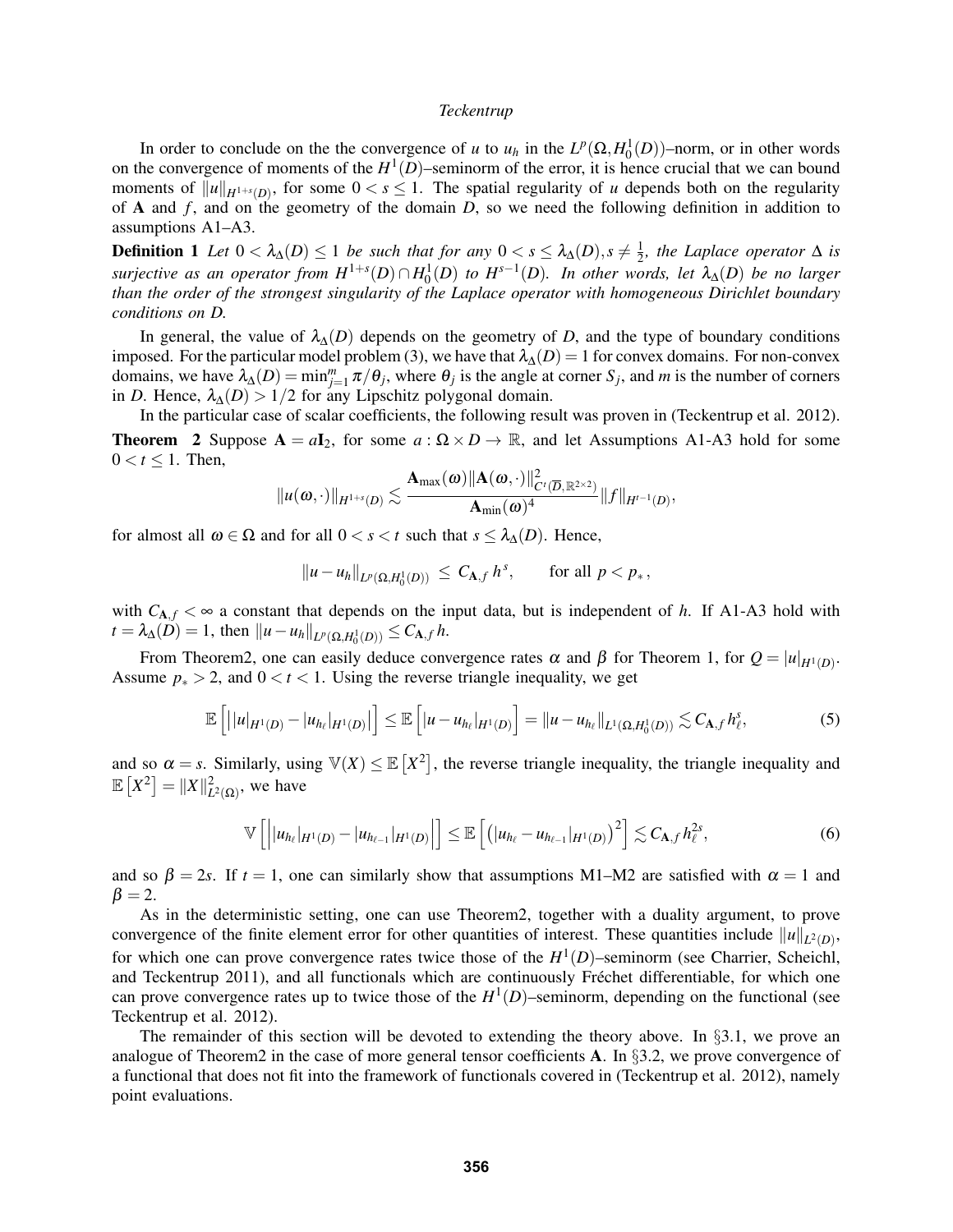In order to conclude on the the convergence of $u$ to $u_h$ in the $L^p(\Omega, H_0^1(D))$–norm, or in other words on the convergence of moments of the $H^1(D)$–seminorm of the error, it is hence crucial that we can bound moments of $\|u\|_{H^{1+s}(D)}$, for some $0 < s \leq 1$. The spatial regularity of $u$ depends both on the regularity of $\mathbf{A}$ and $f$, and on the geometry of the domain $D$, so we need the following definition in addition to assumptions A1–A3.

**Definition 1** *Let $0 < \lambda_\Delta(D) \leq 1$ be such that for any $0 < s \leq \lambda_\Delta(D), s \neq \frac{1}{2}$, the Laplace operator $\Delta$ is surjective as an operator from $H^{1+s}(D) \cap H_0^1(D)$ to $H^{s-1}(D)$. In other words, let $\lambda_\Delta(D)$ be no larger than the order of the strongest singularity of the Laplace operator with homogeneous Dirichlet boundary conditions on D.*

In general, the value of $\lambda_\Delta(D)$ depends on the geometry of $D$, and the type of boundary conditions imposed. For the particular model problem (3), we have that $\lambda_\Delta(D) = 1$ for convex domains. For non-convex domains, we have $\lambda_\Delta(D) = \min_{j=1}^m \pi/\theta_j$, where $\theta_j$ is the angle at corner $S_j$, and $m$ is the number of corners in $D$. Hence, $\lambda_\Delta(D) > 1/2$ for any Lipschitz polygonal domain.

In the particular case of scalar coefficients, the following result was proven in (Teckentrup et al. 2012).

**Theorem 2** Suppose $\mathbf{A} = a\mathbf{I}_2$, for some $a : \Omega \times D \to \mathbb{R}$, and let Assumptions A1-A3 hold for some $0 < t \leq 1$. Then,

$$\|u(\omega,\cdot)\|_{H^{1+s}(D)} \lesssim \frac{\mathbf{A}_{\max}(\omega)\|\mathbf{A}(\omega,\cdot)\|^2_{C^t(\overline{D},\mathbb{R}^{2\times 2})}}{\mathbf{A}_{\min}(\omega)^4}\|f\|_{H^{t-1}(D)},$$

for almost all $\omega \in \Omega$ and for all $0 < s < t$ such that $s \leq \lambda_\Delta(D)$. Hence,

$$\|u - u_h\|_{L^p(\Omega,H_0^1(D))} \leq C_{\mathbf{A},f}\, h^s, \qquad \text{for all } p < p_*,$$

with $C_{\mathbf{A},f} < \infty$ a constant that depends on the input data, but is independent of $h$. If A1-A3 hold with $t = \lambda_\Delta(D) = 1$, then $\|u - u_h\|_{L^p(\Omega,H_0^1(D))} \leq C_{\mathbf{A},f}\, h$.

From Theorem2, one can easily deduce convergence rates $\alpha$ and $\beta$ for Theorem 1, for $Q = |u|_{H^1(D)}$. Assume $p_* > 2$, and $0 < t < 1$. Using the reverse triangle inequality, we get

$$\mathbb{E}\left[\left||u|_{H^1(D)} - |u_{h_\ell}|_{H^1(D)}\right|\right] \leq \mathbb{E}\left[|u - u_{h_\ell}|_{H^1(D)}\right] = \|u - u_{h_\ell}\|_{L^1(\Omega,H_0^1(D))} \lesssim C_{\mathbf{A},f}\, h_\ell^s, \tag{5}$$

and so $\alpha = s$. Similarly, using $\mathbb{V}(X) \leq \mathbb{E}\left[X^2\right]$, the reverse triangle inequality, the triangle inequality and $\mathbb{E}\left[X^2\right] = \|X\|^2_{L^2(\Omega)}$, we have

$$\mathbb{V}\left[\left||u_{h_\ell}|_{H^1(D)} - |u_{h_{\ell-1}}|_{H^1(D)}\right|\right] \leq \mathbb{E}\left[\left(|u_{h_\ell} - u_{h_{\ell-1}}|_{H^1(D)}\right)^2\right] \lesssim C_{\mathbf{A},f}\, h_\ell^{2s}, \tag{6}$$

and so $\beta = 2s$. If $t = 1$, one can similarly show that assumptions M1–M2 are satisfied with $\alpha = 1$ and $\beta = 2$.

As in the deterministic setting, one can use Theorem2, together with a duality argument, to prove convergence of the finite element error for other quantities of interest. These quantities include $\|u\|_{L^2(D)}$, for which one can prove convergence rates twice those of the $H^1(D)$–seminorm (see Charrier, Scheichl, and Teckentrup 2011), and all functionals which are continuously Fréchet differentiable, for which one can prove convergence rates up to twice those of the $H^1(D)$–seminorm, depending on the functional (see Teckentrup et al. 2012).

The remainder of this section will be devoted to extending the theory above. In §3.1, we prove an analogue of Theorem2 in the case of more general tensor coefficients $\mathbf{A}$. In §3.2, we prove convergence of a functional that does not fit into the framework of functionals covered in (Teckentrup et al. 2012), namely point evaluations.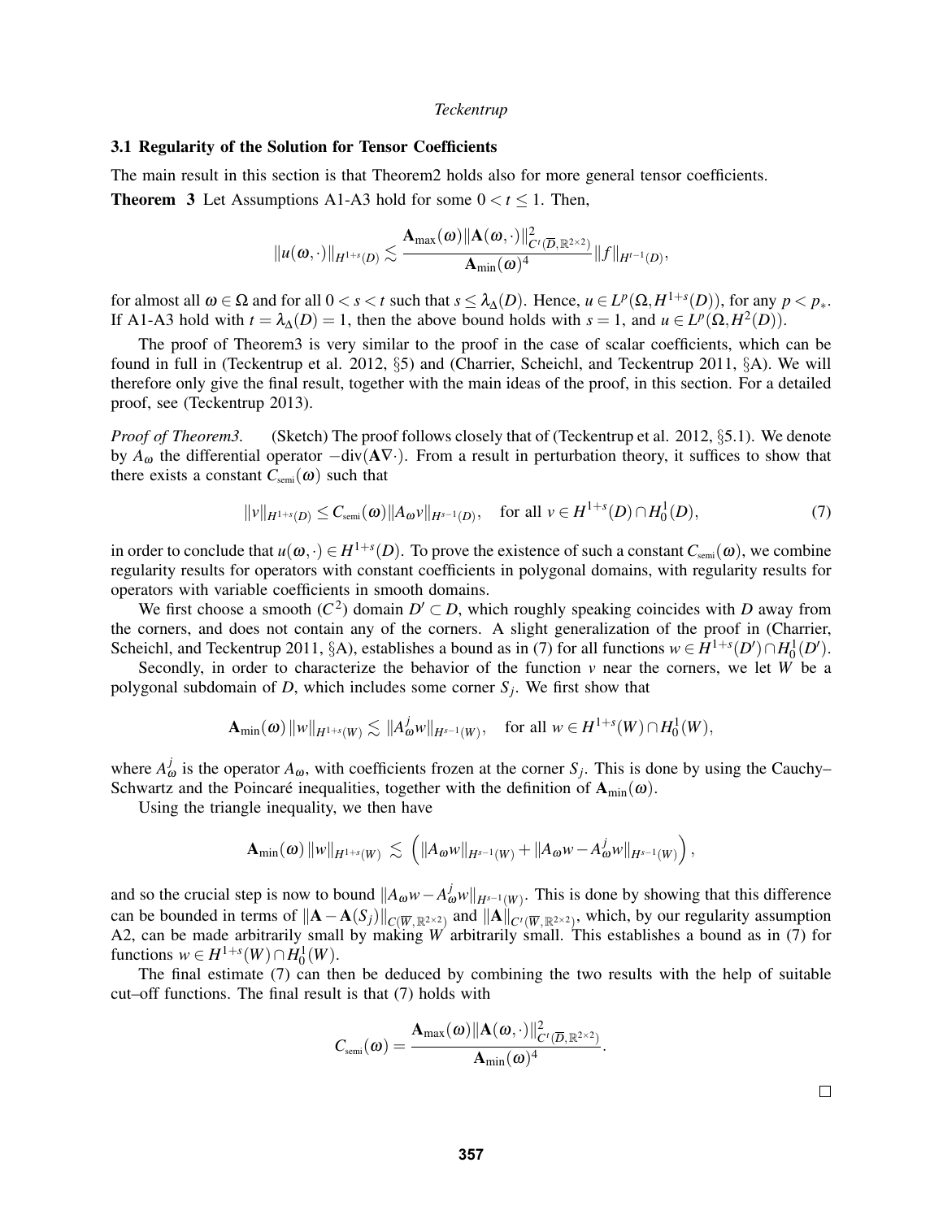### 3.1 Regularity of the Solution for Tensor Coefficients

The main result in this section is that Theorem2 holds also for more general tensor coefficients.

**Theorem 3** Let Assumptions A1-A3 hold for some $0 < t \leq 1$. Then,

$$\|u(\omega,\cdot)\|_{H^{1+s}(D)} \lesssim \frac{\mathbf{A}_{\max}(\omega)\|\mathbf{A}(\omega,\cdot)\|^2_{C^t(\overline{D},\mathbb{R}^{2\times 2})}}{\mathbf{A}_{\min}(\omega)^4}\|f\|_{H^{t-1}(D)},$$

for almost all $\omega \in \Omega$ and for all $0 < s < t$ such that $s \leq \lambda_\Delta(D)$. Hence, $u \in L^p(\Omega, H^{1+s}(D))$, for any $p < p_*$. If A1-A3 hold with $t = \lambda_\Delta(D) = 1$, then the above bound holds with $s = 1$, and $u \in L^p(\Omega, H^2(D))$.

The proof of Theorem3 is very similar to the proof in the case of scalar coefficients, which can be found in full in (Teckentrup et al. 2012, §5) and (Charrier, Scheichl, and Teckentrup 2011, §A). We will therefore only give the final result, together with the main ideas of the proof, in this section. For a detailed proof, see (Teckentrup 2013).

*Proof of Theorem3.* (Sketch) The proof follows closely that of (Teckentrup et al. 2012, §5.1). We denote by $A_\omega$ the differential operator $-\mathrm{div}(\mathbf{A}\nabla\cdot)$. From a result in perturbation theory, it suffices to show that there exists a constant $C_{\text{semi}}(\omega)$ such that

$$\|v\|_{H^{1+s}(D)} \leq C_{\text{semi}}(\omega)\|A_\omega v\|_{H^{s-1}(D)}, \quad \text{for all } v \in H^{1+s}(D) \cap H^1_0(D), \tag{7}$$

in order to conclude that $u(\omega,\cdot) \in H^{1+s}(D)$. To prove the existence of such a constant $C_{\text{semi}}(\omega)$, we combine regularity results for operators with constant coefficients in polygonal domains, with regularity results for operators with variable coefficients in smooth domains.

We first choose a smooth ($C^2$) domain $D' \subset D$, which roughly speaking coincides with $D$ away from the corners, and does not contain any of the corners. A slight generalization of the proof in (Charrier, Scheichl, and Teckentrup 2011, §A), establishes a bound as in (7) for all functions $w \in H^{1+s}(D') \cap H^1_0(D')$.

Secondly, in order to characterize the behavior of the function $v$ near the corners, we let $W$ be a polygonal subdomain of $D$, which includes some corner $S_j$. We first show that

$$\mathbf{A}_{\min}(\omega)\,\|w\|_{H^{1+s}(W)} \lesssim \|A^j_\omega w\|_{H^{s-1}(W)}, \quad \text{for all } w \in H^{1+s}(W) \cap H^1_0(W),$$

where $A^j_\omega$ is the operator $A_\omega$, with coefficients frozen at the corner $S_j$. This is done by using the Cauchy–Schwartz and the Poincaré inequalities, together with the definition of $\mathbf{A}_{\min}(\omega)$.

Using the triangle inequality, we then have

$$\mathbf{A}_{\min}(\omega)\,\|w\|_{H^{1+s}(W)} \lesssim \left(\|A_\omega w\|_{H^{s-1}(W)} + \|A_\omega w - A^j_\omega w\|_{H^{s-1}(W)}\right),$$

and so the crucial step is now to bound $\|A_\omega w - A^j_\omega w\|_{H^{s-1}(W)}$. This is done by showing that this difference can be bounded in terms of $\|\mathbf{A} - \mathbf{A}(S_j)\|_{C(\overline{W},\mathbb{R}^{2\times 2})}$ and $\|\mathbf{A}\|_{C^t(\overline{W},\mathbb{R}^{2\times 2})}$, which, by our regularity assumption A2, can be made arbitrarily small by making $W$ arbitrarily small. This establishes a bound as in (7) for functions $w \in H^{1+s}(W) \cap H^1_0(W)$.

The final estimate (7) can then be deduced by combining the two results with the help of suitable cut–off functions. The final result is that (7) holds with

$$C_{\text{semi}}(\omega) = \frac{\mathbf{A}_{\max}(\omega)\|\mathbf{A}(\omega,\cdot)\|^2_{C^t(\overline{D},\mathbb{R}^{2\times 2})}}{\mathbf{A}_{\min}(\omega)^4}.$$

□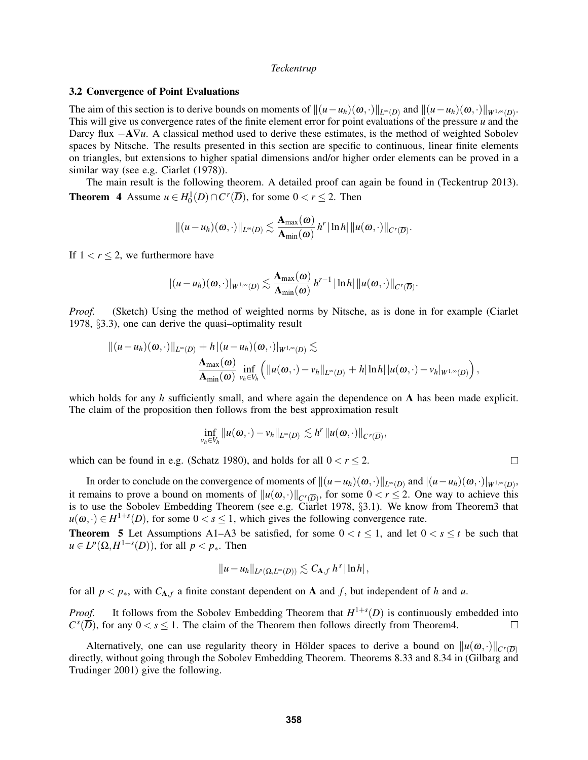### 3.2 Convergence of Point Evaluations

The aim of this section is to derive bounds on moments of $\|(u-u_h)(\omega,\cdot)\|_{L^\infty(D)}$ and $\|(u-u_h)(\omega,\cdot)\|_{W^{1,\infty}(D)}$. This will give us convergence rates of the finite element error for point evaluations of the pressure $u$ and the Darcy flux $-\mathbf{A}\nabla u$. A classical method used to derive these estimates, is the method of weighted Sobolev spaces by Nitsche. The results presented in this section are specific to continuous, linear finite elements on triangles, but extensions to higher spatial dimensions and/or higher order elements can be proved in a similar way (see e.g. Ciarlet (1978)).

The main result is the following theorem. A detailed proof can again be found in (Teckentrup 2013).

**Theorem 4** Assume $u \in H_0^1(D) \cap C^r(\overline{D})$, for some $0 < r \leq 2$. Then

$$\|(u-u_h)(\omega,\cdot)\|_{L^\infty(D)} \lesssim \frac{\mathbf{A}_{\max}(\omega)}{\mathbf{A}_{\min}(\omega)}\, h^r\, |\ln h|\, \|u(\omega,\cdot)\|_{C^r(\overline{D})}.$$

If $1 < r \leq 2$, we furthermore have

$$|(u-u_h)(\omega,\cdot)|_{W^{1,\infty}(D)} \lesssim \frac{\mathbf{A}_{\max}(\omega)}{\mathbf{A}_{\min}(\omega)}\, h^{r-1}\, |\ln h|\, \|u(\omega,\cdot)\|_{C^r(\overline{D})}.$$

*Proof.* (Sketch) Using the method of weighted norms by Nitsche, as is done in for example (Ciarlet 1978, §3.3), one can derive the quasi–optimality result

$$\|(u-u_h)(\omega,\cdot)\|_{L^\infty(D)} + h\,|(u-u_h)(\omega,\cdot)|_{W^{1,\infty}(D)} \lesssim \frac{\mathbf{A}_{\max}(\omega)}{\mathbf{A}_{\min}(\omega)} \inf_{v_h \in V_h} \Big( \|u(\omega,\cdot) - v_h\|_{L^\infty(D)} + h|\ln h|\, |u(\omega,\cdot) - v_h|_{W^{1,\infty}(D)} \Big),$$

which holds for any $h$ sufficiently small, and where again the dependence on $\mathbf{A}$ has been made explicit. The claim of the proposition then follows from the best approximation result

$$\inf_{v_h \in V_h} \|u(\omega,\cdot) - v_h\|_{L^\infty(D)} \lesssim h^r\, \|u(\omega,\cdot)\|_{C^r(\overline{D})},$$

which can be found in e.g. (Schatz 1980), and holds for all $0 < r \leq 2$. □

In order to conclude on the convergence of moments of $\|(u-u_h)(\omega,\cdot)\|_{L^\infty(D)}$ and $|(u-u_h)(\omega,\cdot)|_{W^{1,\infty}(D)}$, it remains to prove a bound on moments of $\|u(\omega,\cdot)\|_{C^r(\overline{D})}$, for some $0 < r \leq 2$. One way to achieve this is to use the Sobolev Embedding Theorem (see e.g. Ciarlet 1978, §3.1). We know from Theorem3 that $u(\omega,\cdot) \in H^{1+s}(D)$, for some $0 < s \leq 1$, which gives the following convergence rate.

**Theorem 5** Let Assumptions A1–A3 be satisfied, for some $0 < t \leq 1$, and let $0 < s \leq t$ be such that $u \in L^p(\Omega, H^{1+s}(D))$, for all $p < p_*$. Then

$$\|u - u_h\|_{L^p(\Omega, L^\infty(D))} \lesssim C_{\mathbf{A},f}\, h^s\, |\ln h|,$$

for all $p < p_*$, with $C_{\mathbf{A},f}$ a finite constant dependent on $\mathbf{A}$ and $f$, but independent of $h$ and $u$.

*Proof.* It follows from the Sobolev Embedding Theorem that $H^{1+s}(D)$ is continuously embedded into $C^s(\overline{D})$, for any $0 < s \leq 1$. The claim of the Theorem then follows directly from Theorem4. □

Alternatively, one can use regularity theory in Hölder spaces to derive a bound on $\|u(\omega,\cdot)\|_{C^r(\overline{D})}$ directly, without going through the Sobolev Embedding Theorem. Theorems 8.33 and 8.34 in (Gilbarg and Trudinger 2001) give the following.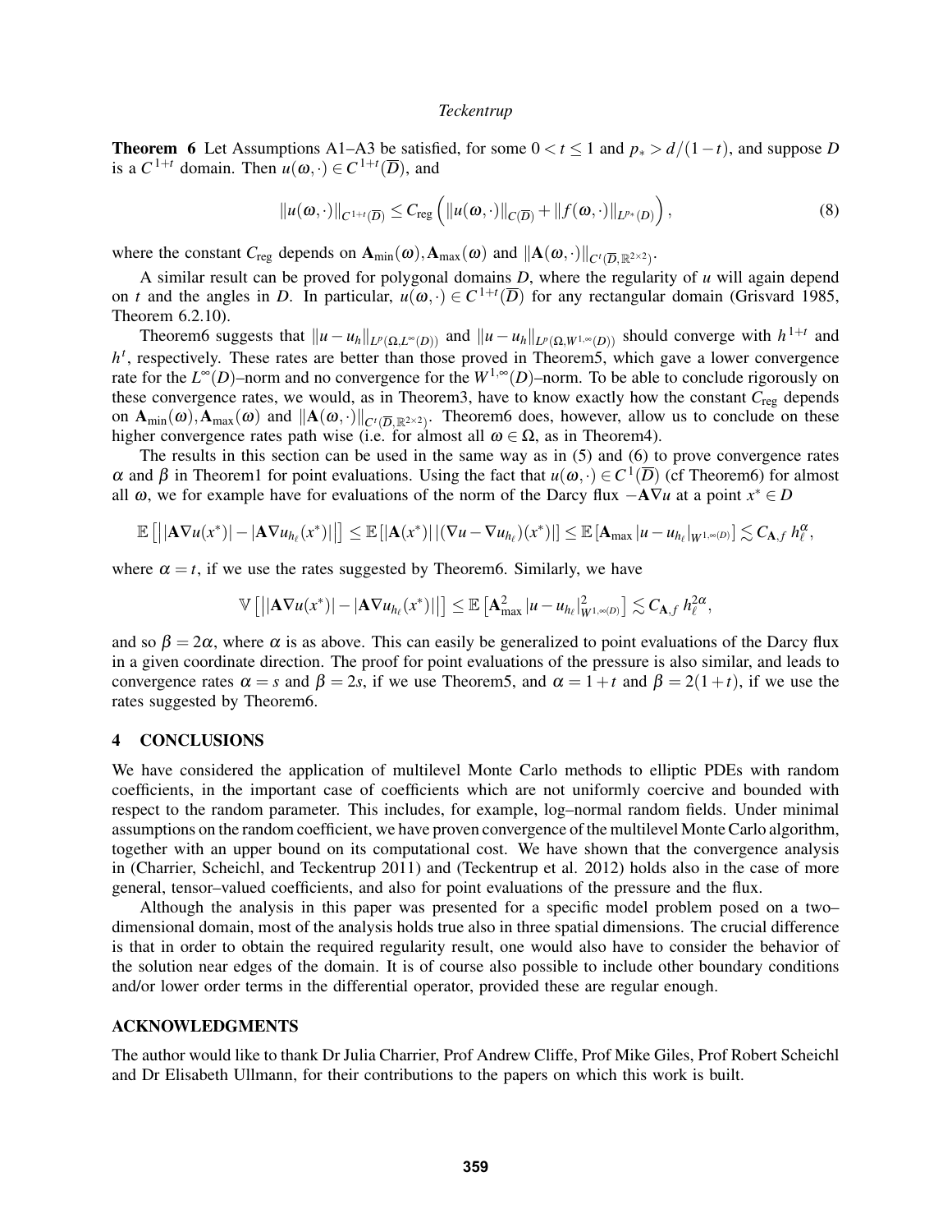**Theorem 6** Let Assumptions A1–A3 be satisfied, for some $0 < t \leq 1$ and $p_* > d/(1-t)$, and suppose $D$ is a $C^{1+t}$ domain. Then $u(\omega,\cdot) \in C^{1+t}(\overline{D})$, and

$$\|u(\omega,\cdot)\|_{C^{1+t}(\overline{D})} \leq C_{\text{reg}} \left( \|u(\omega,\cdot)\|_{C(\overline{D})} + \|f(\omega,\cdot)\|_{L^{p_*}(D)} \right), \tag{8}$$

where the constant $C_{\text{reg}}$ depends on $\mathbf{A}_{\min}(\omega), \mathbf{A}_{\max}(\omega)$ and $\|\mathbf{A}(\omega,\cdot)\|_{C^t(\overline{D},\mathbb{R}^{2\times 2})}$.

A similar result can be proved for polygonal domains $D$, where the regularity of $u$ will again depend on $t$ and the angles in $D$. In particular, $u(\omega,\cdot) \in C^{1+t}(\overline{D})$ for any rectangular domain (Grisvard 1985, Theorem 6.2.10).

Theorem6 suggests that $\|u - u_h\|_{L^p(\Omega,L^\infty(D))}$ and $\|u - u_h\|_{L^p(\Omega,W^{1,\infty}(D))}$ should converge with $h^{1+t}$ and $h^t$, respectively. These rates are better than those proved in Theorem5, which gave a lower convergence rate for the $L^\infty(D)$–norm and no convergence for the $W^{1,\infty}(D)$–norm. To be able to conclude rigorously on these convergence rates, we would, as in Theorem3, have to know exactly how the constant $C_{\text{reg}}$ depends on $\mathbf{A}_{\min}(\omega), \mathbf{A}_{\max}(\omega)$ and $\|\mathbf{A}(\omega,\cdot)\|_{C^t(\overline{D},\mathbb{R}^{2\times 2})}$. Theorem6 does, however, allow us to conclude on these higher convergence rates path wise (i.e. for almost all $\omega \in \Omega$, as in Theorem4).

The results in this section can be used in the same way as in (5) and (6) to prove convergence rates $\alpha$ and $\beta$ in Theorem1 for point evaluations. Using the fact that $u(\omega,\cdot) \in C^1(\overline{D})$ (cf Theorem6) for almost all $\omega$, we for example have for evaluations of the norm of the Darcy flux $-\mathbf{A}\nabla u$ at a point $x^* \in D$

$$\mathbb{E}\left[ \left| |\mathbf{A}\nabla u(x^*)| - |\mathbf{A}\nabla u_{h_\ell}(x^*)| \right| \right] \leq \mathbb{E}\left[ |\mathbf{A}(x^*)| \, |(\nabla u - \nabla u_{h_\ell})(x^*)| \right] \leq \mathbb{E}\left[ \mathbf{A}_{\max} \, |u - u_{h_\ell}|_{W^{1,\infty}(D)} \right] \lesssim C_{\mathbf{A},f} \, h_\ell^\alpha,$$

where $\alpha = t$, if we use the rates suggested by Theorem6. Similarly, we have

$$\mathbb{V}\left[ \left| |\mathbf{A}\nabla u(x^*)| - |\mathbf{A}\nabla u_{h_\ell}(x^*)| \right| \right] \leq \mathbb{E}\left[ \mathbf{A}_{\max}^2 \, |u - u_{h_\ell}|^2_{W^{1,\infty}(D)} \right] \lesssim C_{\mathbf{A},f} \, h_\ell^{2\alpha},$$

and so $\beta = 2\alpha$, where $\alpha$ is as above. This can easily be generalized to point evaluations of the Darcy flux in a given coordinate direction. The proof for point evaluations of the pressure is also similar, and leads to convergence rates $\alpha = s$ and $\beta = 2s$, if we use Theorem5, and $\alpha = 1 + t$ and $\beta = 2(1+t)$, if we use the rates suggested by Theorem6.

## 4 CONCLUSIONS

We have considered the application of multilevel Monte Carlo methods to elliptic PDEs with random coefficients, in the important case of coefficients which are not uniformly coercive and bounded with respect to the random parameter. This includes, for example, log–normal random fields. Under minimal assumptions on the random coefficient, we have proven convergence of the multilevel Monte Carlo algorithm, together with an upper bound on its computational cost. We have shown that the convergence analysis in (Charrier, Scheichl, and Teckentrup 2011) and (Teckentrup et al. 2012) holds also in the case of more general, tensor–valued coefficients, and also for point evaluations of the pressure and the flux.

Although the analysis in this paper was presented for a specific model problem posed on a two–dimensional domain, most of the analysis holds true also in three spatial dimensions. The crucial difference is that in order to obtain the required regularity result, one would also have to consider the behavior of the solution near edges of the domain. It is of course also possible to include other boundary conditions and/or lower order terms in the differential operator, provided these are regular enough.

## ACKNOWLEDGMENTS

The author would like to thank Dr Julia Charrier, Prof Andrew Cliffe, Prof Mike Giles, Prof Robert Scheichl and Dr Elisabeth Ullmann, for their contributions to the papers on which this work is built.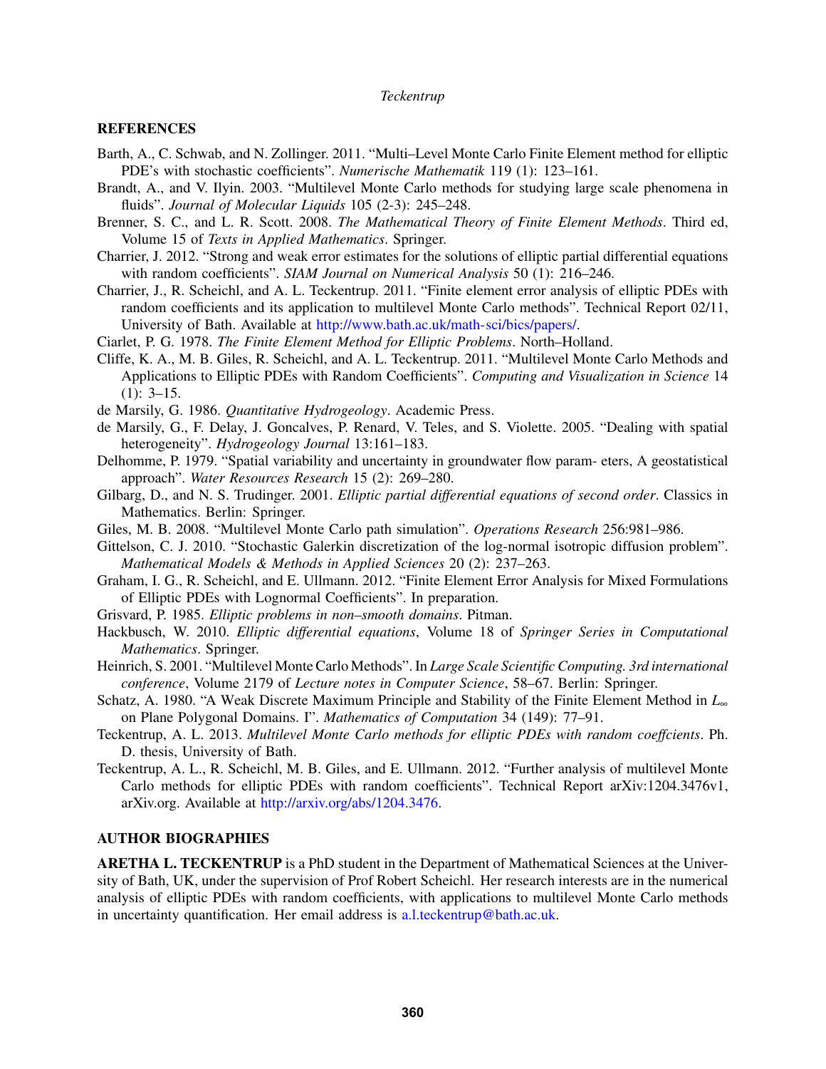## REFERENCES

Barth, A., C. Schwab, and N. Zollinger. 2011. "Multi–Level Monte Carlo Finite Element method for elliptic PDE's with stochastic coefficients". *Numerische Mathematik* 119 (1): 123–161.

Brandt, A., and V. Ilyin. 2003. "Multilevel Monte Carlo methods for studying large scale phenomena in fluids". *Journal of Molecular Liquids* 105 (2-3): 245–248.

Brenner, S. C., and L. R. Scott. 2008. *The Mathematical Theory of Finite Element Methods*. Third ed, Volume 15 of *Texts in Applied Mathematics*. Springer.

Charrier, J. 2012. "Strong and weak error estimates for the solutions of elliptic partial differential equations with random coefficients". *SIAM Journal on Numerical Analysis* 50 (1): 216–246.

Charrier, J., R. Scheichl, and A. L. Teckentrup. 2011. "Finite element error analysis of elliptic PDEs with random coefficients and its application to multilevel Monte Carlo methods". Technical Report 02/11, University of Bath. Available at http://www.bath.ac.uk/math-sci/bics/papers/.

Ciarlet, P. G. 1978. *The Finite Element Method for Elliptic Problems*. North–Holland.

Cliffe, K. A., M. B. Giles, R. Scheichl, and A. L. Teckentrup. 2011. "Multilevel Monte Carlo Methods and Applications to Elliptic PDEs with Random Coefficients". *Computing and Visualization in Science* 14 (1): 3–15.

de Marsily, G. 1986. *Quantitative Hydrogeology*. Academic Press.

de Marsily, G., F. Delay, J. Goncalves, P. Renard, V. Teles, and S. Violette. 2005. "Dealing with spatial heterogeneity". *Hydrogeology Journal* 13:161–183.

Delhomme, P. 1979. "Spatial variability and uncertainty in groundwater flow param- eters, A geostatistical approach". *Water Resources Research* 15 (2): 269–280.

Gilbarg, D., and N. S. Trudinger. 2001. *Elliptic partial differential equations of second order*. Classics in Mathematics. Berlin: Springer.

Giles, M. B. 2008. "Multilevel Monte Carlo path simulation". *Operations Research* 256:981–986.

Gittelson, C. J. 2010. "Stochastic Galerkin discretization of the log-normal isotropic diffusion problem". *Mathematical Models & Methods in Applied Sciences* 20 (2): 237–263.

Graham, I. G., R. Scheichl, and E. Ullmann. 2012. "Finite Element Error Analysis for Mixed Formulations of Elliptic PDEs with Lognormal Coefficients". In preparation.

Grisvard, P. 1985. *Elliptic problems in non–smooth domains*. Pitman.

Hackbusch, W. 2010. *Elliptic differential equations*, Volume 18 of *Springer Series in Computational Mathematics*. Springer.

Heinrich, S. 2001. "Multilevel Monte Carlo Methods". In *Large Scale Scientific Computing. 3rd international conference*, Volume 2179 of *Lecture notes in Computer Science*, 58–67. Berlin: Springer.

Schatz, A. 1980. "A Weak Discrete Maximum Principle and Stability of the Finite Element Method in $L_\infty$ on Plane Polygonal Domains. I". *Mathematics of Computation* 34 (149): 77–91.

Teckentrup, A. L. 2013. *Multilevel Monte Carlo methods for elliptic PDEs with random coeffcients*. Ph. D. thesis, University of Bath.

Teckentrup, A. L., R. Scheichl, M. B. Giles, and E. Ullmann. 2012. "Further analysis of multilevel Monte Carlo methods for elliptic PDEs with random coefficients". Technical Report arXiv:1204.3476v1, arXiv.org. Available at http://arxiv.org/abs/1204.3476.

## AUTHOR BIOGRAPHIES

**ARETHA L. TECKENTRUP** is a PhD student in the Department of Mathematical Sciences at the University of Bath, UK, under the supervision of Prof Robert Scheichl. Her research interests are in the numerical analysis of elliptic PDEs with random coefficients, with applications to multilevel Monte Carlo methods in uncertainty quantification. Her email address is a.l.teckentrup@bath.ac.uk.